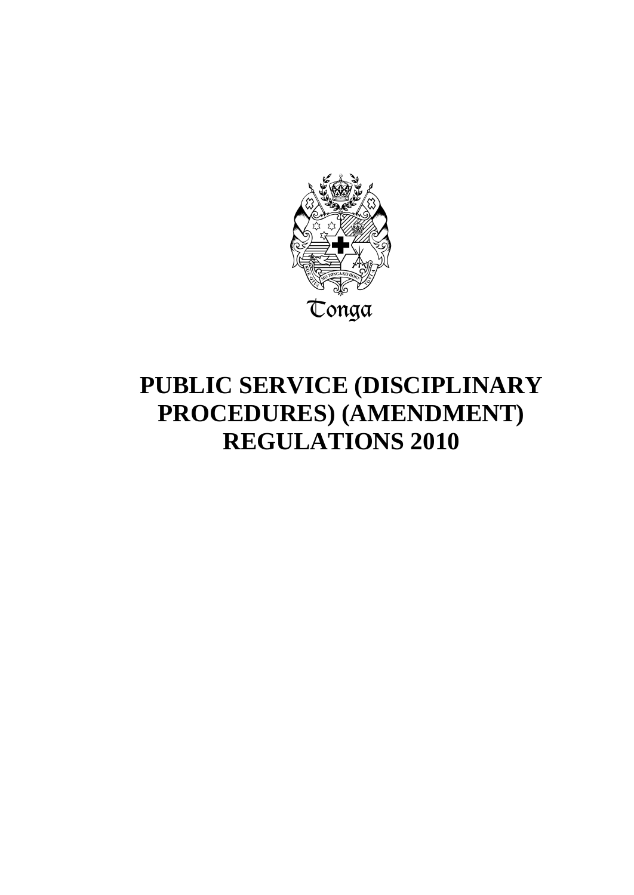Tonga

# PUBLIC SERVICE (DISCIPLINARY PROCEDURES) (AMENDMENT) REGULATIONS 2010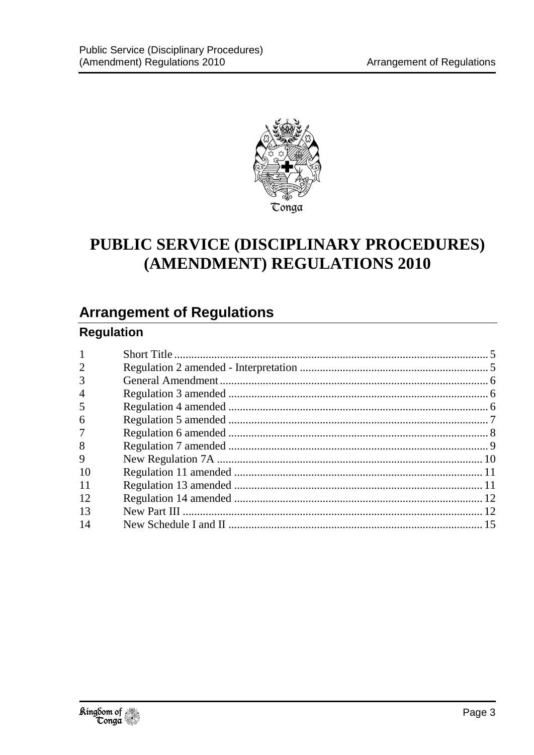# PUBLIC SERVICE (DISCIPLINARY PROCEDURES) (AMENDMENT) REGULATIONS 2010

## Arrangement of Regulations

### Regulation

| | | |
|---|---|---|
| 1 | Short Title | 5 |
| 2 | Regulation 2 amended - Interpretation | 5 |
| 3 | General Amendment | 6 |
| 4 | Regulation 3 amended | 6 |
| 5 | Regulation 4 amended | 6 |
| 6 | Regulation 5 amended | 7 |
| 7 | Regulation 6 amended | 8 |
| 8 | Regulation 7 amended | 9 |
| 9 | New Regulation 7A | 10 |
| 10 | Regulation 11 amended | 11 |
| 11 | Regulation 13 amended | 11 |
| 12 | Regulation 14 amended | 12 |
| 13 | New Part III | 12 |
| 14 | New Schedule I and II | 15 |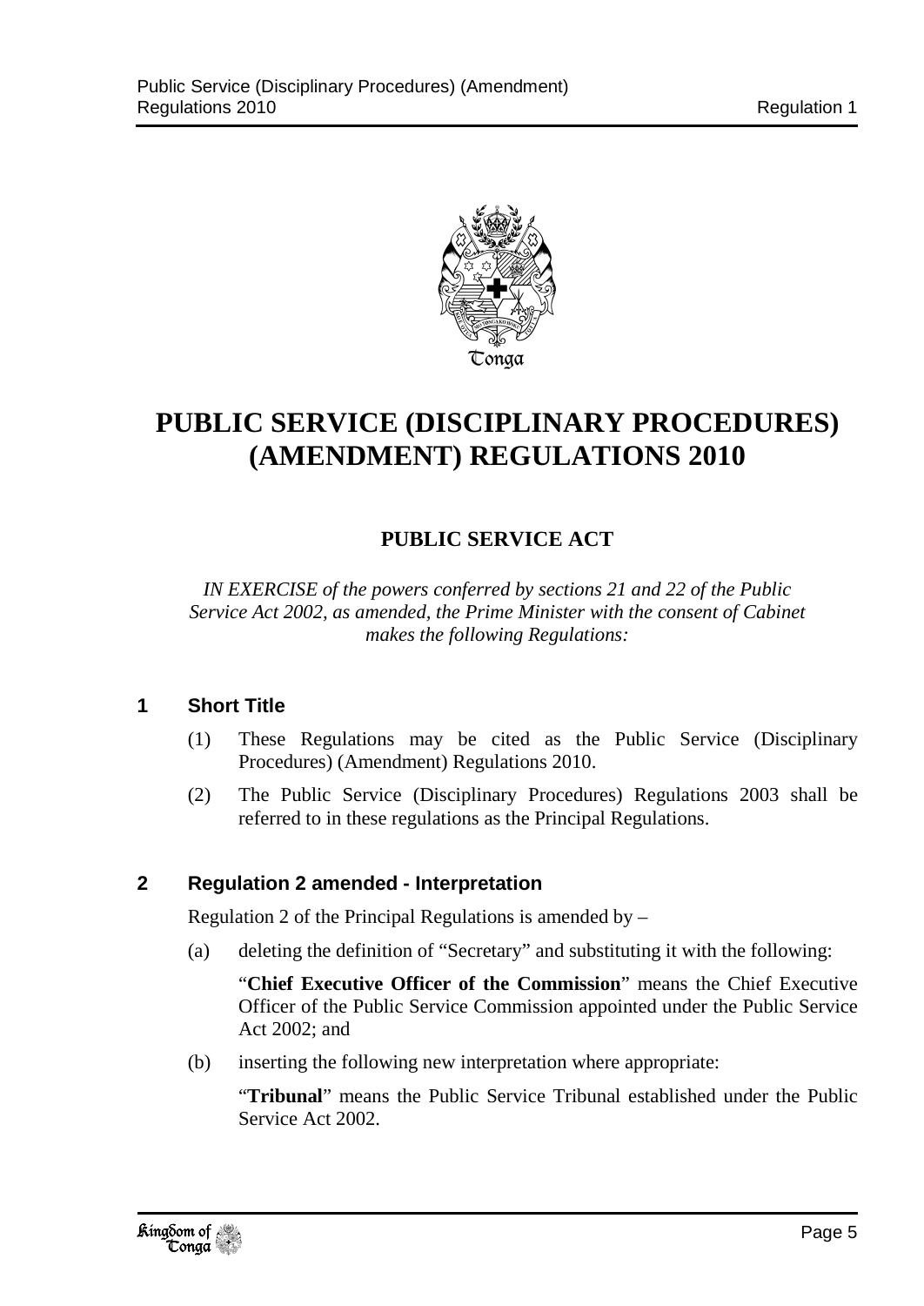# PUBLIC SERVICE (DISCIPLINARY PROCEDURES) (AMENDMENT) REGULATIONS 2010

## PUBLIC SERVICE ACT

*IN EXERCISE of the powers conferred by sections 21 and 22 of the Public Service Act 2002, as amended, the Prime Minister with the consent of Cabinet makes the following Regulations:*

### 1 Short Title

(1) These Regulations may be cited as the Public Service (Disciplinary Procedures) (Amendment) Regulations 2010.

(2) The Public Service (Disciplinary Procedures) Regulations 2003 shall be referred to in these regulations as the Principal Regulations.

### 2 Regulation 2 amended - Interpretation

Regulation 2 of the Principal Regulations is amended by –

(a) deleting the definition of "Secretary" and substituting it with the following:

"**Chief Executive Officer of the Commission**" means the Chief Executive Officer of the Public Service Commission appointed under the Public Service Act 2002; and

(b) inserting the following new interpretation where appropriate:

"**Tribunal**" means the Public Service Tribunal established under the Public Service Act 2002.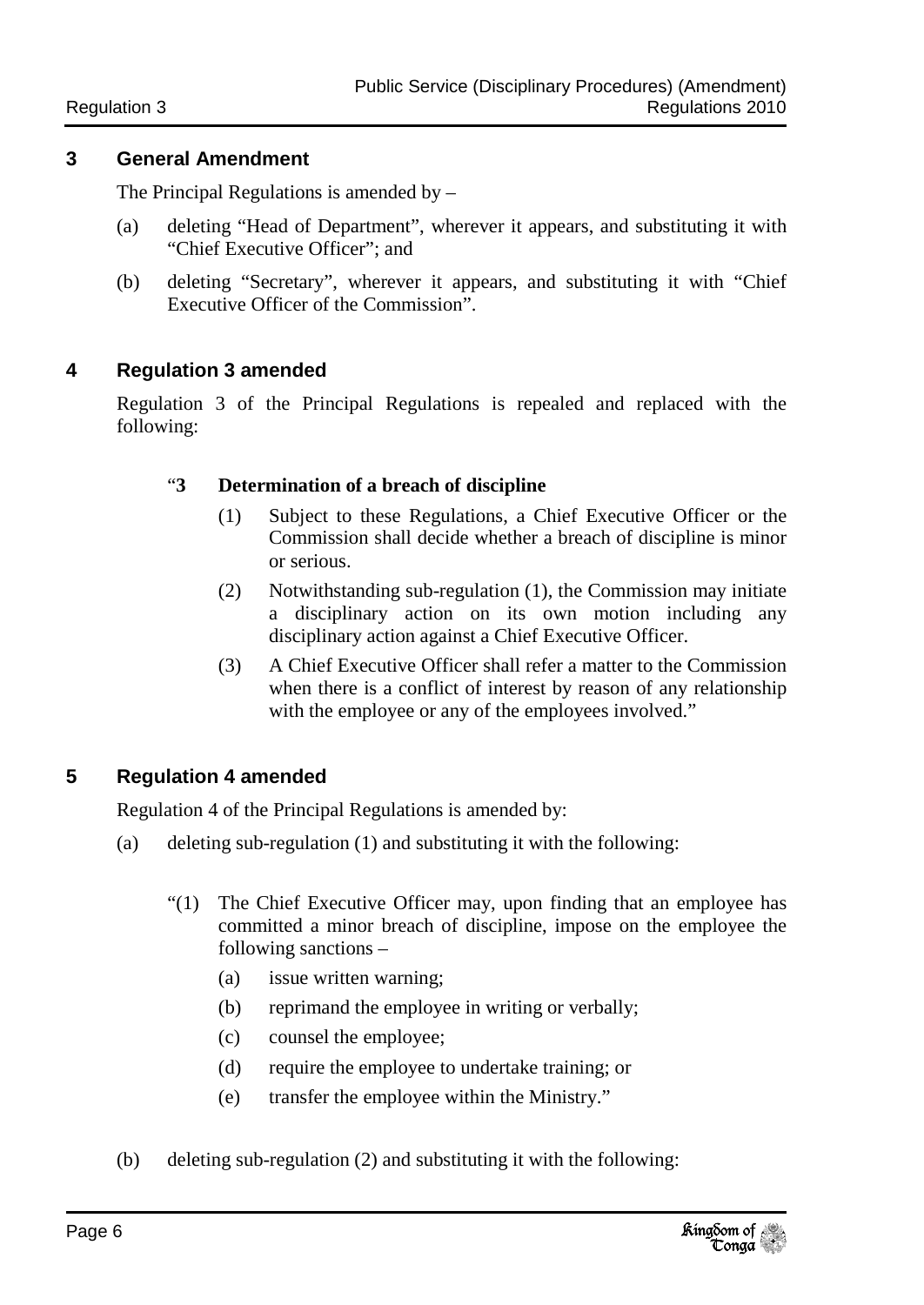### 3 General Amendment

The Principal Regulations is amended by –

(a) deleting "Head of Department", wherever it appears, and substituting it with "Chief Executive Officer"; and

(b) deleting "Secretary", wherever it appears, and substituting it with "Chief Executive Officer of the Commission".

### 4 Regulation 3 amended

Regulation 3 of the Principal Regulations is repealed and replaced with the following:

> "**3 Determination of a breach of discipline**
>
> (1) Subject to these Regulations, a Chief Executive Officer or the Commission shall decide whether a breach of discipline is minor or serious.
>
> (2) Notwithstanding sub-regulation (1), the Commission may initiate a disciplinary action on its own motion including any disciplinary action against a Chief Executive Officer.
>
> (3) A Chief Executive Officer shall refer a matter to the Commission when there is a conflict of interest by reason of any relationship with the employee or any of the employees involved."

### 5 Regulation 4 amended

Regulation 4 of the Principal Regulations is amended by:

(a) deleting sub-regulation (1) and substituting it with the following:

> "(1) The Chief Executive Officer may, upon finding that an employee has committed a minor breach of discipline, impose on the employee the following sanctions –
>
> (a) issue written warning;
>
> (b) reprimand the employee in writing or verbally;
>
> (c) counsel the employee;
>
> (d) require the employee to undertake training; or
>
> (e) transfer the employee within the Ministry."

(b) deleting sub-regulation (2) and substituting it with the following: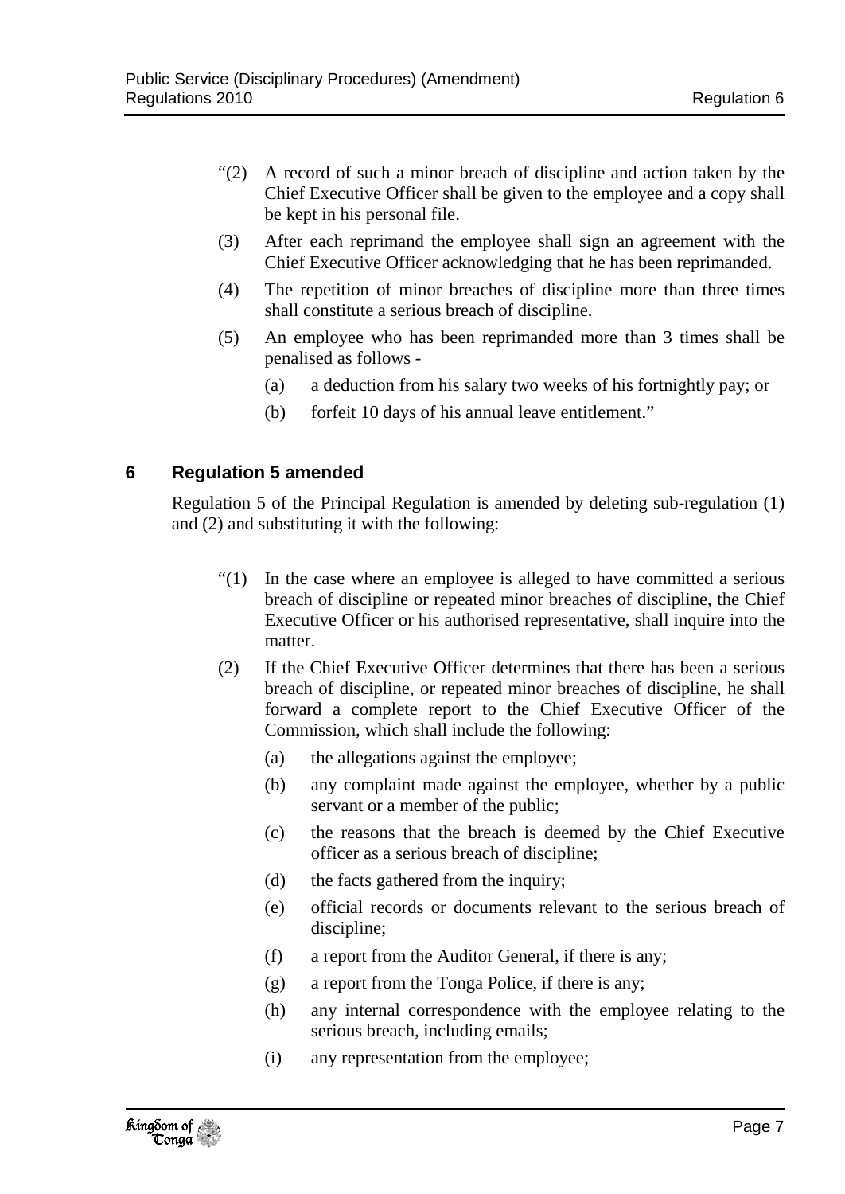"(2) A record of such a minor breach of discipline and action taken by the Chief Executive Officer shall be given to the employee and a copy shall be kept in his personal file.

(3) After each reprimand the employee shall sign an agreement with the Chief Executive Officer acknowledging that he has been reprimanded.

(4) The repetition of minor breaches of discipline more than three times shall constitute a serious breach of discipline.

(5) An employee who has been reprimanded more than 3 times shall be penalised as follows -

(a) a deduction from his salary two weeks of his fortnightly pay; or

(b) forfeit 10 days of his annual leave entitlement."

## 6 Regulation 5 amended

Regulation 5 of the Principal Regulation is amended by deleting sub-regulation (1) and (2) and substituting it with the following:

"(1) In the case where an employee is alleged to have committed a serious breach of discipline or repeated minor breaches of discipline, the Chief Executive Officer or his authorised representative, shall inquire into the matter.

(2) If the Chief Executive Officer determines that there has been a serious breach of discipline, or repeated minor breaches of discipline, he shall forward a complete report to the Chief Executive Officer of the Commission, which shall include the following:

(a) the allegations against the employee;

(b) any complaint made against the employee, whether by a public servant or a member of the public;

(c) the reasons that the breach is deemed by the Chief Executive officer as a serious breach of discipline;

(d) the facts gathered from the inquiry;

(e) official records or documents relevant to the serious breach of discipline;

(f) a report from the Auditor General, if there is any;

(g) a report from the Tonga Police, if there is any;

(h) any internal correspondence with the employee relating to the serious breach, including emails;

(i) any representation from the employee;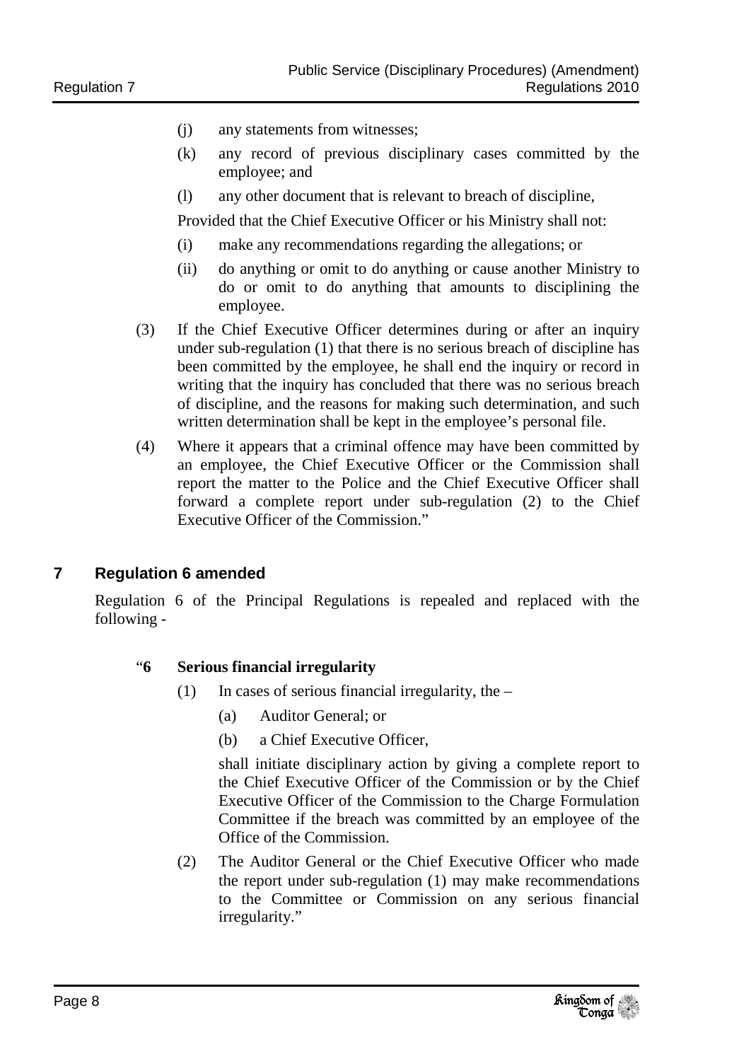(j) any statements from witnesses;

(k) any record of previous disciplinary cases committed by the employee; and

(l) any other document that is relevant to breach of discipline,

Provided that the Chief Executive Officer or his Ministry shall not:

(i) make any recommendations regarding the allegations; or

(ii) do anything or omit to do anything or cause another Ministry to do or omit to do anything that amounts to disciplining the employee.

(3) If the Chief Executive Officer determines during or after an inquiry under sub-regulation (1) that there is no serious breach of discipline has been committed by the employee, he shall end the inquiry or record in writing that the inquiry has concluded that there was no serious breach of discipline, and the reasons for making such determination, and such written determination shall be kept in the employee's personal file.

(4) Where it appears that a criminal offence may have been committed by an employee, the Chief Executive Officer or the Commission shall report the matter to the Police and the Chief Executive Officer shall forward a complete report under sub-regulation (2) to the Chief Executive Officer of the Commission."

## 7 Regulation 6 amended

Regulation 6 of the Principal Regulations is repealed and replaced with the following -

"**6 Serious financial irregularity**

(1) In cases of serious financial irregularity, the –

(a) Auditor General; or

(b) a Chief Executive Officer,

shall initiate disciplinary action by giving a complete report to the Chief Executive Officer of the Commission or by the Chief Executive Officer of the Commission to the Charge Formulation Committee if the breach was committed by an employee of the Office of the Commission.

(2) The Auditor General or the Chief Executive Officer who made the report under sub-regulation (1) may make recommendations to the Committee or Commission on any serious financial irregularity."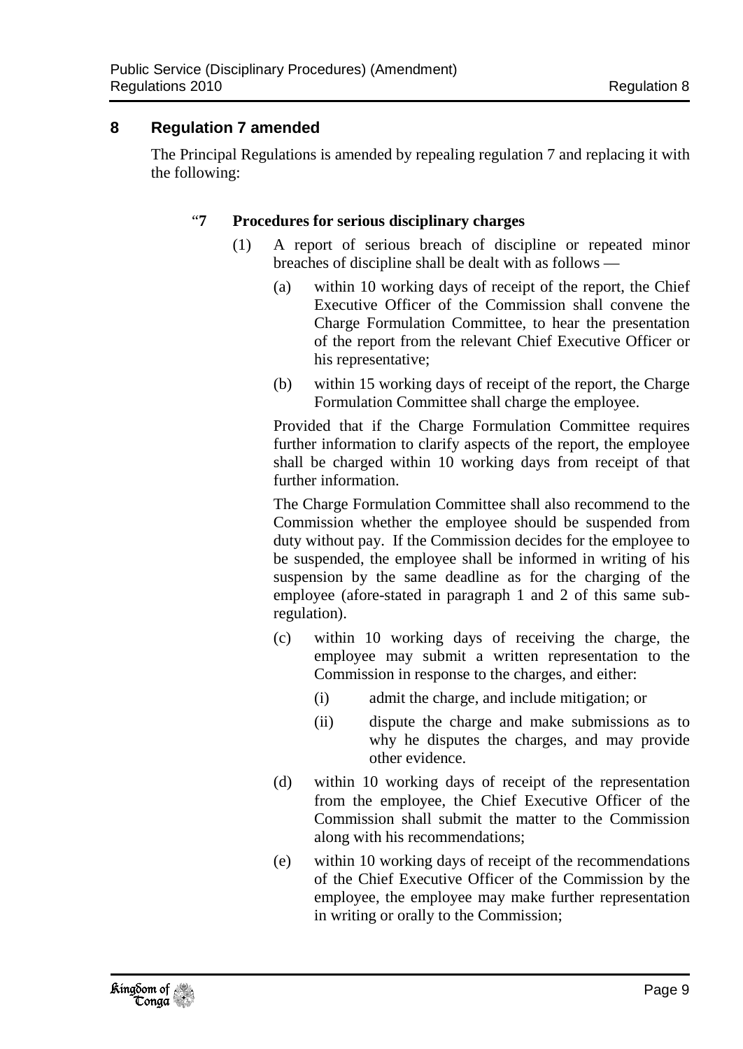## 8 Regulation 7 amended

The Principal Regulations is amended by repealing regulation 7 and replacing it with the following:

"**7 Procedures for serious disciplinary charges**

(1) A report of serious breach of discipline or repeated minor breaches of discipline shall be dealt with as follows —

(a) within 10 working days of receipt of the report, the Chief Executive Officer of the Commission shall convene the Charge Formulation Committee, to hear the presentation of the report from the relevant Chief Executive Officer or his representative;

(b) within 15 working days of receipt of the report, the Charge Formulation Committee shall charge the employee.

Provided that if the Charge Formulation Committee requires further information to clarify aspects of the report, the employee shall be charged within 10 working days from receipt of that further information.

The Charge Formulation Committee shall also recommend to the Commission whether the employee should be suspended from duty without pay. If the Commission decides for the employee to be suspended, the employee shall be informed in writing of his suspension by the same deadline as for the charging of the employee (afore-stated in paragraph 1 and 2 of this same sub-regulation).

(c) within 10 working days of receiving the charge, the employee may submit a written representation to the Commission in response to the charges, and either:

(i) admit the charge, and include mitigation; or

(ii) dispute the charge and make submissions as to why he disputes the charges, and may provide other evidence.

(d) within 10 working days of receipt of the representation from the employee, the Chief Executive Officer of the Commission shall submit the matter to the Commission along with his recommendations;

(e) within 10 working days of receipt of the recommendations of the Chief Executive Officer of the Commission by the employee, the employee may make further representation in writing or orally to the Commission;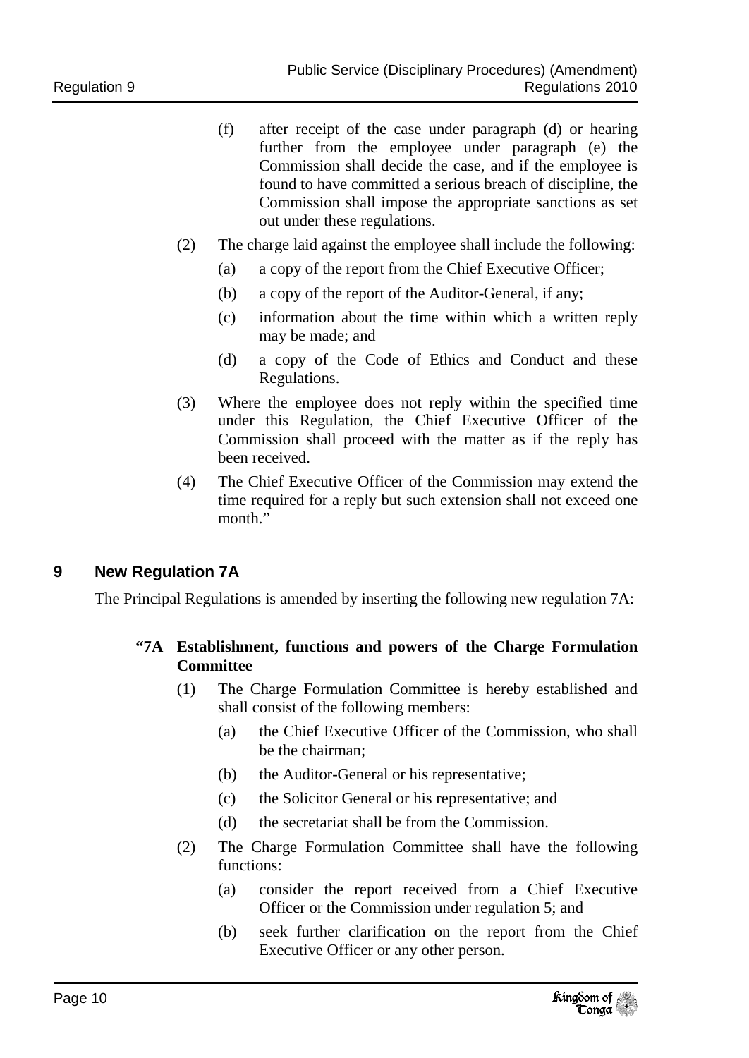(f) after receipt of the case under paragraph (d) or hearing further from the employee under paragraph (e) the Commission shall decide the case, and if the employee is found to have committed a serious breach of discipline, the Commission shall impose the appropriate sanctions as set out under these regulations.

(2) The charge laid against the employee shall include the following:

(a) a copy of the report from the Chief Executive Officer;

(b) a copy of the report of the Auditor-General, if any;

(c) information about the time within which a written reply may be made; and

(d) a copy of the Code of Ethics and Conduct and these Regulations.

(3) Where the employee does not reply within the specified time under this Regulation, the Chief Executive Officer of the Commission shall proceed with the matter as if the reply has been received.

(4) The Chief Executive Officer of the Commission may extend the time required for a reply but such extension shall not exceed one month."

## 9 New Regulation 7A

The Principal Regulations is amended by inserting the following new regulation 7A:

**"7A Establishment, functions and powers of the Charge Formulation Committee**

(1) The Charge Formulation Committee is hereby established and shall consist of the following members:

(a) the Chief Executive Officer of the Commission, who shall be the chairman;

(b) the Auditor-General or his representative;

(c) the Solicitor General or his representative; and

(d) the secretariat shall be from the Commission.

(2) The Charge Formulation Committee shall have the following functions:

(a) consider the report received from a Chief Executive Officer or the Commission under regulation 5; and

(b) seek further clarification on the report from the Chief Executive Officer or any other person.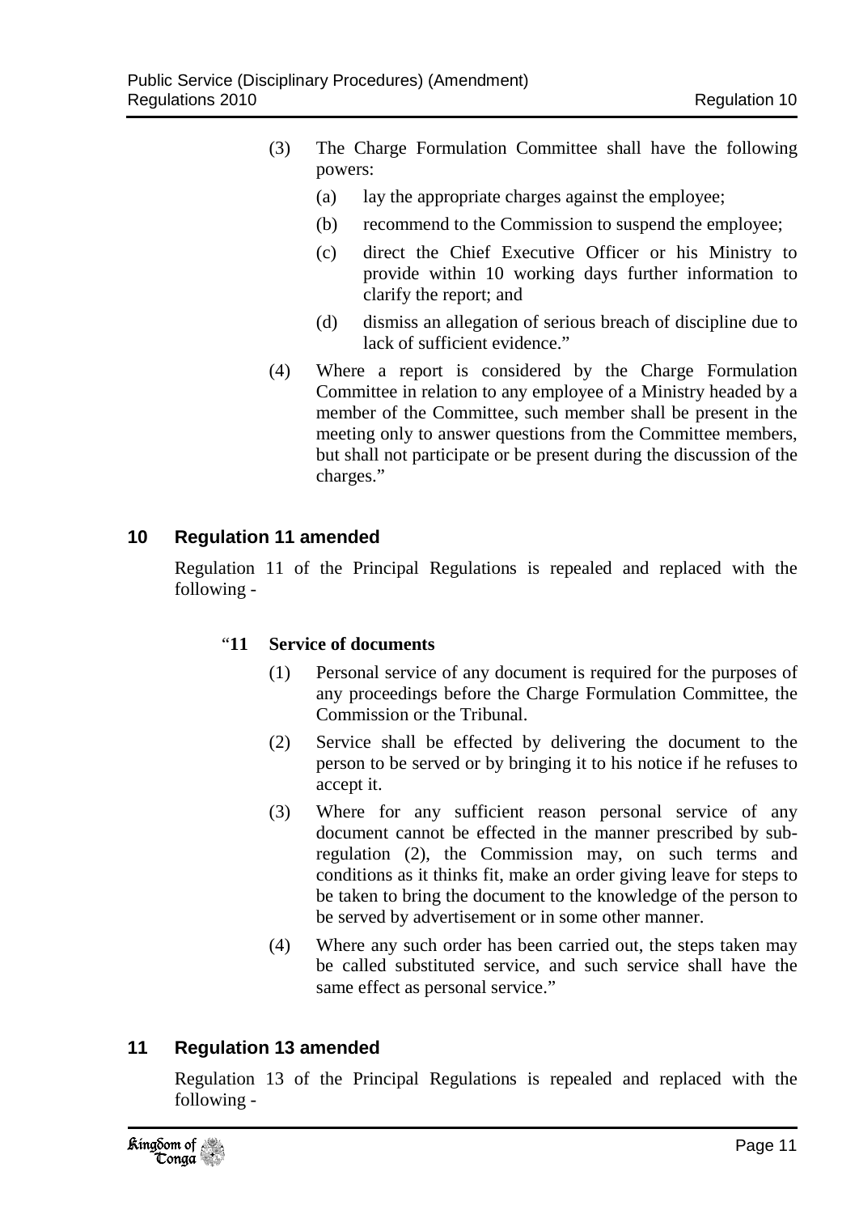(3) The Charge Formulation Committee shall have the following powers:

(a) lay the appropriate charges against the employee;

(b) recommend to the Commission to suspend the employee;

(c) direct the Chief Executive Officer or his Ministry to provide within 10 working days further information to clarify the report; and

(d) dismiss an allegation of serious breach of discipline due to lack of sufficient evidence."

(4) Where a report is considered by the Charge Formulation Committee in relation to any employee of a Ministry headed by a member of the Committee, such member shall be present in the meeting only to answer questions from the Committee members, but shall not participate or be present during the discussion of the charges."

## 10 Regulation 11 amended

Regulation 11 of the Principal Regulations is repealed and replaced with the following -

"**11 Service of documents**

(1) Personal service of any document is required for the purposes of any proceedings before the Charge Formulation Committee, the Commission or the Tribunal.

(2) Service shall be effected by delivering the document to the person to be served or by bringing it to his notice if he refuses to accept it.

(3) Where for any sufficient reason personal service of any document cannot be effected in the manner prescribed by sub-regulation (2), the Commission may, on such terms and conditions as it thinks fit, make an order giving leave for steps to be taken to bring the document to the knowledge of the person to be served by advertisement or in some other manner.

(4) Where any such order has been carried out, the steps taken may be called substituted service, and such service shall have the same effect as personal service."

## 11 Regulation 13 amended

Regulation 13 of the Principal Regulations is repealed and replaced with the following -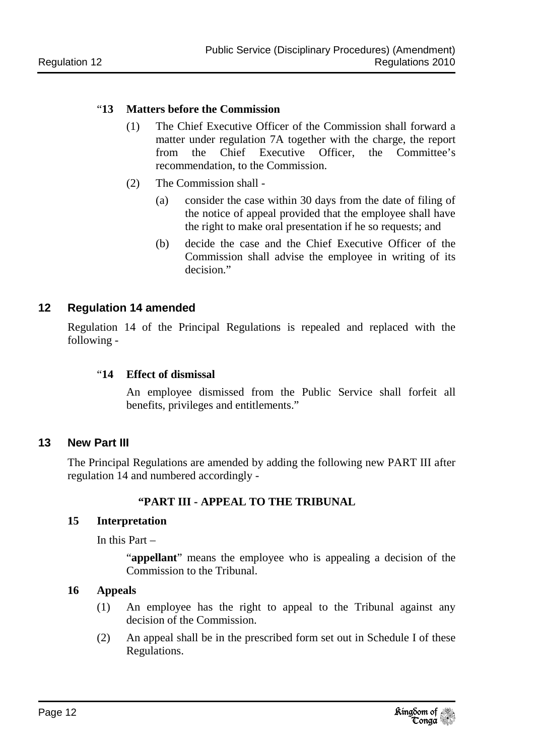"**13 Matters before the Commission**

(1) The Chief Executive Officer of the Commission shall forward a matter under regulation 7A together with the charge, the report from the Chief Executive Officer, the Committee's recommendation, to the Commission.

(2) The Commission shall -

(a) consider the case within 30 days from the date of filing of the notice of appeal provided that the employee shall have the right to make oral presentation if he so requests; and

(b) decide the case and the Chief Executive Officer of the Commission shall advise the employee in writing of its decision."

## 12 Regulation 14 amended

Regulation 14 of the Principal Regulations is repealed and replaced with the following -

"**14 Effect of dismissal**

An employee dismissed from the Public Service shall forfeit all benefits, privileges and entitlements."

## 13 New Part III

The Principal Regulations are amended by adding the following new PART III after regulation 14 and numbered accordingly -

**"PART III - APPEAL TO THE TRIBUNAL**

**15 Interpretation**

In this Part –

"**appellant**" means the employee who is appealing a decision of the Commission to the Tribunal.

**16 Appeals**

(1) An employee has the right to appeal to the Tribunal against any decision of the Commission.

(2) An appeal shall be in the prescribed form set out in Schedule I of these Regulations.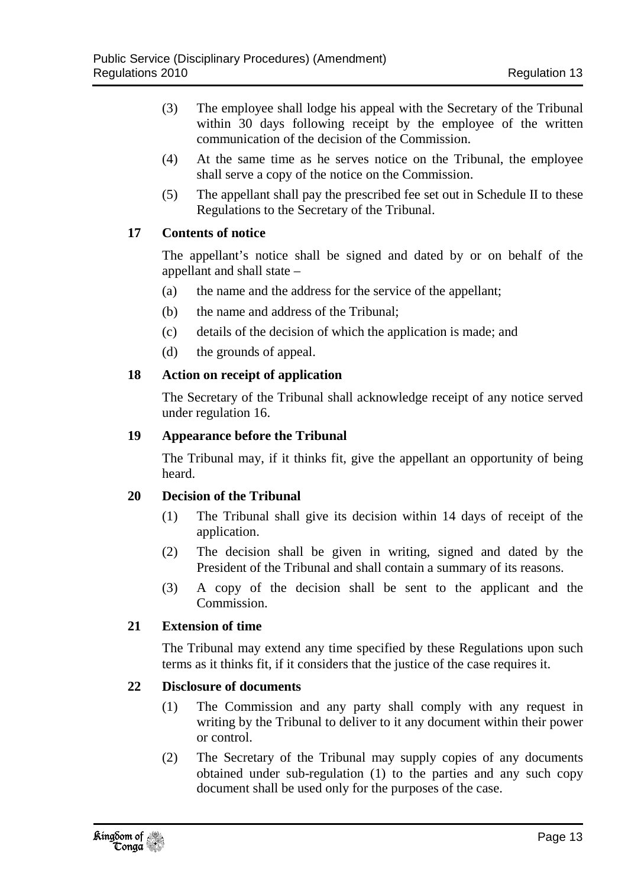(3) The employee shall lodge his appeal with the Secretary of the Tribunal within 30 days following receipt by the employee of the written communication of the decision of the Commission.

(4) At the same time as he serves notice on the Tribunal, the employee shall serve a copy of the notice on the Commission.

(5) The appellant shall pay the prescribed fee set out in Schedule II to these Regulations to the Secretary of the Tribunal.

### 17 Contents of notice

The appellant's notice shall be signed and dated by or on behalf of the appellant and shall state –

(a) the name and the address for the service of the appellant;

(b) the name and address of the Tribunal;

(c) details of the decision of which the application is made; and

(d) the grounds of appeal.

### 18 Action on receipt of application

The Secretary of the Tribunal shall acknowledge receipt of any notice served under regulation 16.

### 19 Appearance before the Tribunal

The Tribunal may, if it thinks fit, give the appellant an opportunity of being heard.

### 20 Decision of the Tribunal

(1) The Tribunal shall give its decision within 14 days of receipt of the application.

(2) The decision shall be given in writing, signed and dated by the President of the Tribunal and shall contain a summary of its reasons.

(3) A copy of the decision shall be sent to the applicant and the Commission.

### 21 Extension of time

The Tribunal may extend any time specified by these Regulations upon such terms as it thinks fit, if it considers that the justice of the case requires it.

### 22 Disclosure of documents

(1) The Commission and any party shall comply with any request in writing by the Tribunal to deliver to it any document within their power or control.

(2) The Secretary of the Tribunal may supply copies of any documents obtained under sub-regulation (1) to the parties and any such copy document shall be used only for the purposes of the case.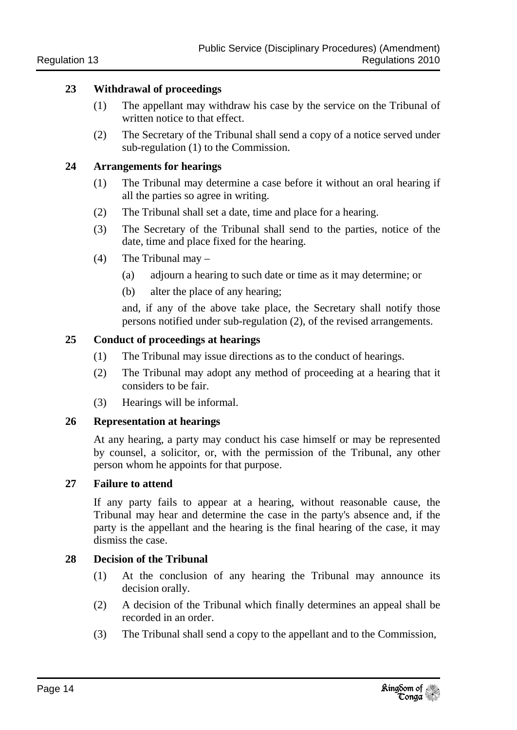## 23 Withdrawal of proceedings

(1) The appellant may withdraw his case by the service on the Tribunal of written notice to that effect.

(2) The Secretary of the Tribunal shall send a copy of a notice served under sub-regulation (1) to the Commission.

## 24 Arrangements for hearings

(1) The Tribunal may determine a case before it without an oral hearing if all the parties so agree in writing.

(2) The Tribunal shall set a date, time and place for a hearing.

(3) The Secretary of the Tribunal shall send to the parties, notice of the date, time and place fixed for the hearing.

(4) The Tribunal may –

(a) adjourn a hearing to such date or time as it may determine; or

(b) alter the place of any hearing;

and, if any of the above take place, the Secretary shall notify those persons notified under sub-regulation (2), of the revised arrangements.

## 25 Conduct of proceedings at hearings

(1) The Tribunal may issue directions as to the conduct of hearings.

(2) The Tribunal may adopt any method of proceeding at a hearing that it considers to be fair.

(3) Hearings will be informal.

## 26 Representation at hearings

At any hearing, a party may conduct his case himself or may be represented by counsel, a solicitor, or, with the permission of the Tribunal, any other person whom he appoints for that purpose.

## 27 Failure to attend

If any party fails to appear at a hearing, without reasonable cause, the Tribunal may hear and determine the case in the party's absence and, if the party is the appellant and the hearing is the final hearing of the case, it may dismiss the case.

## 28 Decision of the Tribunal

(1) At the conclusion of any hearing the Tribunal may announce its decision orally.

(2) A decision of the Tribunal which finally determines an appeal shall be recorded in an order.

(3) The Tribunal shall send a copy to the appellant and to the Commission,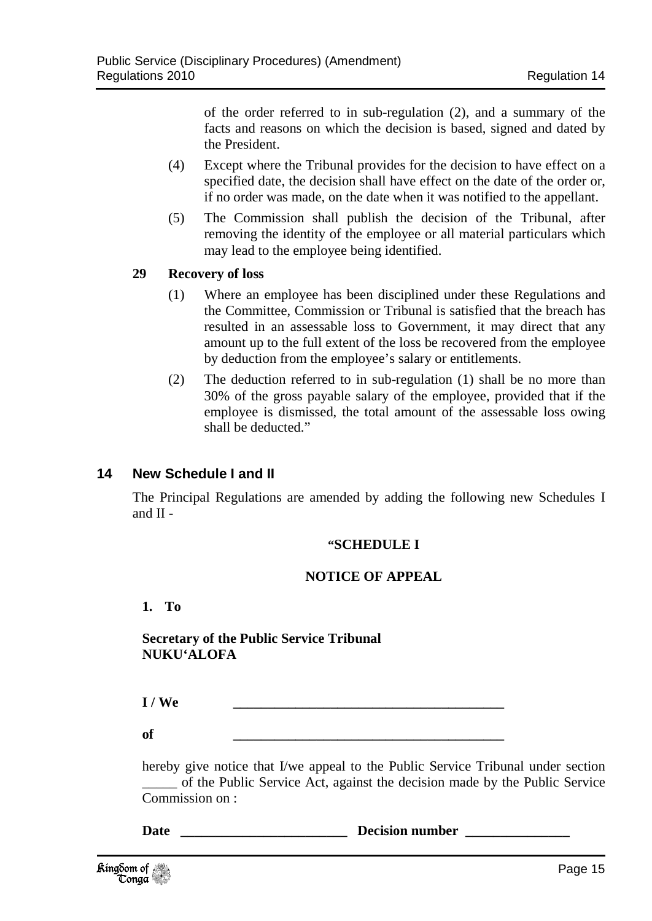of the order referred to in sub-regulation (2), and a summary of the facts and reasons on which the decision is based, signed and dated by the President.

(4) Except where the Tribunal provides for the decision to have effect on a specified date, the decision shall have effect on the date of the order or, if no order was made, on the date when it was notified to the appellant.

(5) The Commission shall publish the decision of the Tribunal, after removing the identity of the employee or all material particulars which may lead to the employee being identified.

**29 Recovery of loss**

(1) Where an employee has been disciplined under these Regulations and the Committee, Commission or Tribunal is satisfied that the breach has resulted in an assessable loss to Government, it may direct that any amount up to the full extent of the loss be recovered from the employee by deduction from the employee's salary or entitlements.

(2) The deduction referred to in sub-regulation (1) shall be no more than 30% of the gross payable salary of the employee, provided that if the employee is dismissed, the total amount of the assessable loss owing shall be deducted."

## 14 New Schedule I and II

The Principal Regulations are amended by adding the following new Schedules I and II -

**"SCHEDULE I**

**NOTICE OF APPEAL**

**1. To**

**Secretary of the Public Service Tribunal**
**NUKU'ALOFA**

**I / We** ________________________________________

**of** ________________________________________

hereby give notice that I/we appeal to the Public Service Tribunal under section _____ of the Public Service Act, against the decision made by the Public Service Commission on :

**Date** ________________________ **Decision number** _______________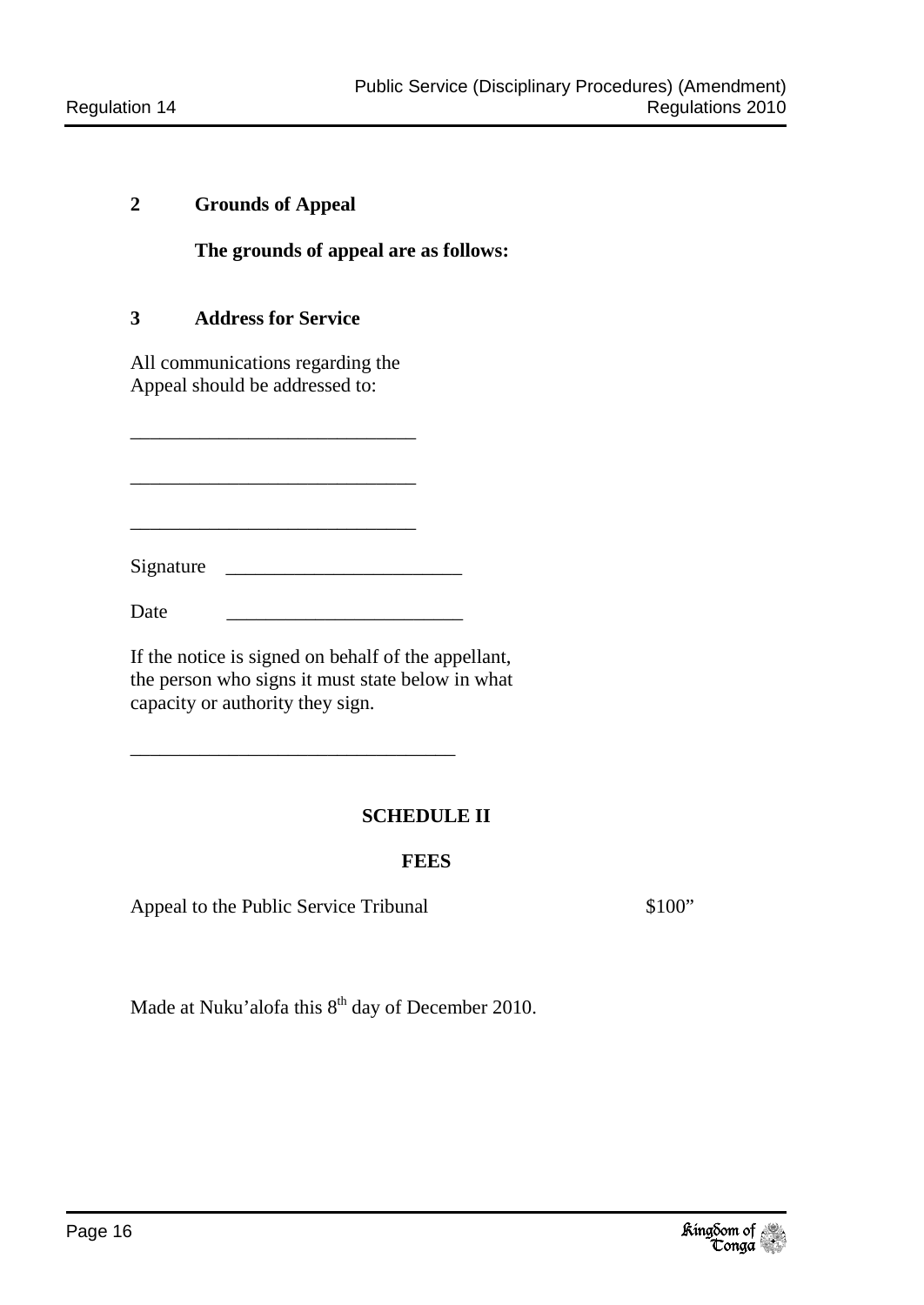**2 Grounds of Appeal**

**The grounds of appeal are as follows:**

**3 Address for Service**

All communications regarding the Appeal should be addressed to:

_____________________________

_____________________________

_____________________________

Signature _______________________

Date _______________________

If the notice is signed on behalf of the appellant, the person who signs it must state below in what capacity or authority they sign.

_________________________________

**SCHEDULE II**

**FEES**

| | |
|---|---|
| Appeal to the Public Service Tribunal | $100" |

Made at Nuku'alofa this 8th day of December 2010.